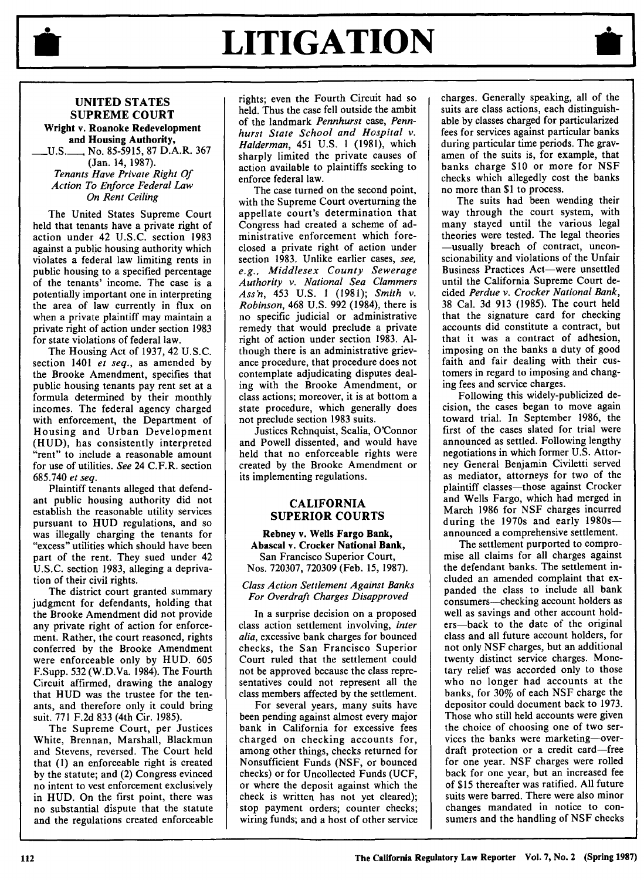# LITIGATION

## UNITED STATES SUPREME COURT

**Wright v. Roanoke Redevelopment and Housing Authority,**
___U.S.___, No. 85-5915, 87 D.A.R. 367 (Jan. 14, 1987).

*Tenants Have Private Right Of Action To Enforce Federal Law On Rent Ceiling*

The United States Supreme Court held that tenants have a private right of action under 42 U.S.C. section 1983 against a public housing authority which violates a federal law limiting rents in public housing to a specified percentage of the tenants' income. The case is a potentially important one in interpreting the area of law currently in flux on when a private plaintiff may maintain a private right of action under section 1983 for state violations of federal law.

The Housing Act of 1937, 42 U.S.C. section 1401 *et seq.*, as amended by the Brooke Amendment, specifies that public housing tenants pay rent set at a formula determined by their monthly incomes. The federal agency charged with enforcement, the Department of Housing and Urban Development (HUD), has consistently interpreted "rent" to include a reasonable amount for use of utilities. *See* 24 C.F.R. section 685.740 *et seq.*

Plaintiff tenants alleged that defendant public housing authority did not establish the reasonable utility services pursuant to HUD regulations, and so was illegally charging the tenants for "excess" utilities which should have been part of the rent. They sued under 42 U.S.C. section 1983, alleging a deprivation of their civil rights.

The district court granted summary judgment for defendants, holding that the Brooke Amendment did not provide any private right of action for enforcement. Rather, the court reasoned, rights conferred by the Brooke Amendment were enforceable only by HUD. 605 F.Supp. 532 (W.D.Va. 1984). The Fourth Circuit affirmed, drawing the analogy that HUD was the trustee for the tenants, and therefore only it could bring suit. 771 F.2d 833 (4th Cir. 1985).

The Supreme Court, per Justices White, Brennan, Marshall, Blackmun and Stevens, reversed. The Court held that (1) an enforceable right is created by the statute; and (2) Congress evinced no intent to vest enforcement exclusively in HUD. On the first point, there was no substantial dispute that the statute and the regulations created enforceable rights; even the Fourth Circuit had so held. Thus the case fell outside the ambit of the landmark *Pennhurst* case, *Pennhurst State School and Hospital v. Halderman*, 451 U.S. 1 (1981), which sharply limited the private causes of action available to plaintiffs seeking to enforce federal law.

The case turned on the second point, with the Supreme Court overturning the appellate court's determination that Congress had created a scheme of administrative enforcement which foreclosed a private right of action under section 1983. Unlike earlier cases, *see, e.g., Middlesex County Sewerage Authority v. National Sea Clammers Ass'n*, 453 U.S. 1 (1981); *Smith v. Robinson*, 468 U.S. 992 (1984), there is no specific judicial or administrative remedy that would preclude a private right of action under section 1983. Although there is an administrative grievance procedure, that procedure does not contemplate adjudicating disputes dealing with the Brooke Amendment, or class actions; moreover, it is at bottom a state procedure, which generally does not preclude section 1983 suits.

Justices Rehnquist, Scalia, O'Connor and Powell dissented, and would have held that no enforceable rights were created by the Brooke Amendment or its implementing regulations.

## CALIFORNIA SUPERIOR COURTS

**Rebney v. Wells Fargo Bank, Abascal v. Crocker National Bank,**
San Francisco Superior Court, Nos. 720307, 720309 (Feb. 15, 1987).

*Class Action Settlement Against Banks For Overdraft Charges Disapproved*

In a surprise decision on a proposed class action settlement involving, *inter alia*, excessive bank charges for bounced checks, the San Francisco Superior Court ruled that the settlement could not be approved because the class representatives could not represent all the class members affected by the settlement.

For several years, many suits have been pending against almost every major bank in California for excessive fees charged on checking accounts for, among other things, checks returned for Nonsufficient Funds (NSF, or bounced checks) or for Uncollected Funds (UCF, or where the deposit against which the check is written has not yet cleared); stop payment orders; counter checks; wiring funds; and a host of other service charges. Generally speaking, all of the suits are class actions, each distinguishable by classes charged for particularized fees for services against particular banks during particular time periods. The gravamen of the suits is, for example, that banks charge $10 or more for NSF checks which allegedly cost the banks no more than $1 to process.

The suits had been wending their way through the court system, with many stayed until the various legal theories were tested. The legal theories—usually breach of contract, unconscionability and violations of the Unfair Business Practices Act—were unsettled until the California Supreme Court decided *Perdue v. Crocker National Bank*, 38 Cal. 3d 913 (1985). The court held that the signature card for checking accounts did constitute a contract, but that it was a contract of adhesion, imposing on the banks a duty of good faith and fair dealing with their customers in regard to imposing and changing fees and service charges.

Following this widely-publicized decision, the cases began to move again toward trial. In September 1986, the first of the cases slated for trial were announced as settled. Following lengthy negotiations in which former U.S. Attorney General Benjamin Civiletti served as mediator, attorneys for two of the plaintiff classes—those against Crocker and Wells Fargo, which had merged in March 1986 for NSF charges incurred during the 1970s and early 1980s—announced a comprehensive settlement.

The settlement purported to compromise all claims for all charges against the defendant banks. The settlement included an amended complaint that expanded the class to include all bank consumers—checking account holders as well as savings and other account holders—back to the date of the original class and all future account holders, for not only NSF charges, but an additional twenty distinct service charges. Monetary relief was accorded only to those who no longer had accounts at the banks, for 30% of each NSF charge the depositor could document back to 1973. Those who still held accounts were given the choice of choosing one of two services the banks were marketing—overdraft protection or a credit card—free for one year. NSF charges were rolled back for one year, but an increased fee of $15 thereafter was ratified. All future suits were barred. There were also minor changes mandated in notice to consumers and the handling of NSF checks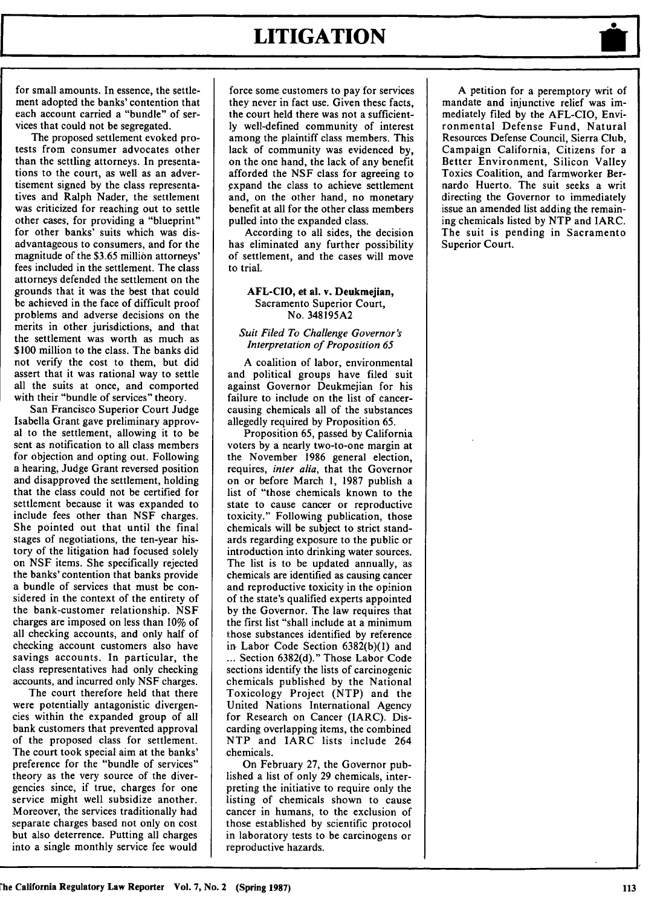for small amounts. In essence, the settlement adopted the banks' contention that each account carried a "bundle" of services that could not be segregated.

The proposed settlement evoked protests from consumer advocates other than the settling attorneys. In presentations to the court, as well as an advertisement signed by the class representatives and Ralph Nader, the settlement was criticized for reaching out to settle other cases, for providing a "blueprint" for other banks' suits which was disadvantageous to consumers, and for the magnitude of the $3.65 million attorneys' fees included in the settlement. The class attorneys defended the settlement on the grounds that it was the best that could be achieved in the face of difficult proof problems and adverse decisions on the merits in other jurisdictions, and that the settlement was worth as much as $100 million to the class. The banks did not verify the cost to them, but did assert that it was rational way to settle all the suits at once, and comported with their "bundle of services" theory.

San Francisco Superior Court Judge Isabella Grant gave preliminary approval to the settlement, allowing it to be sent as notification to all class members for objection and opting out. Following a hearing, Judge Grant reversed position and disapproved the settlement, holding that the class could not be certified for settlement because it was expanded to include fees other than NSF charges. She pointed out that until the final stages of negotiations, the ten-year history of the litigation had focused solely on NSF items. She specifically rejected the banks' contention that banks provide a bundle of services that must be considered in the context of the entirety of the bank-customer relationship. NSF charges are imposed on less than 10% of all checking accounts, and only half of checking account customers also have savings accounts. In particular, the class representatives had only checking accounts, and incurred only NSF charges.

The court therefore held that there were potentially antagonistic divergencies within the expanded group of all bank customers that prevented approval of the proposed class for settlement. The court took special aim at the banks' preference for the "bundle of services" theory as the very source of the divergencies since, if true, charges for one service might well subsidize another. Moreover, the services traditionally had separate charges based not only on cost but also deterrence. Putting all charges into a single monthly service fee would force some customers to pay for services they never in fact use. Given these facts, the court held there was not a sufficiently well-defined community of interest among the plaintiff class members. This lack of community was evidenced by, on the one hand, the lack of any benefit afforded the NSF class for agreeing to expand the class to achieve settlement and, on the other hand, no monetary benefit at all for the other class members pulled into the expanded class.

According to all sides, the decision has eliminated any further possibility of settlement, and the cases will move to trial.

**AFL-CIO, et al. v. Deukmejian,**
Sacramento Superior Court,
No. 348195A2

*Suit Filed To Challenge Governor's Interpretation of Proposition 65*

A coalition of labor, environmental and political groups have filed suit against Governor Deukmejian for his failure to include on the list of cancer-causing chemicals all of the substances allegedly required by Proposition 65.

Proposition 65, passed by California voters by a nearly two-to-one margin at the November 1986 general election, requires, *inter alia*, that the Governor on or before March 1, 1987 publish a list of "those chemicals known to the state to cause cancer or reproductive toxicity." Following publication, those chemicals will be subject to strict standards regarding exposure to the public or introduction into drinking water sources. The list is to be updated annually, as chemicals are identified as causing cancer and reproductive toxicity in the opinion of the state's qualified experts appointed by the Governor. The law requires that the first list "shall include at a minimum those substances identified by reference in Labor Code Section 6382(b)(1) and ... Section 6382(d)." Those Labor Code sections identify the lists of carcinogenic chemicals published by the National Toxicology Project (NTP) and the United Nations International Agency for Research on Cancer (IARC). Discarding overlapping items, the combined NTP and IARC lists include 264 chemicals.

On February 27, the Governor published a list of only 29 chemicals, interpreting the initiative to require only the listing of chemicals shown to cause cancer in humans, to the exclusion of those established by scientific protocol in laboratory tests to be carcinogens or reproductive hazards.

A petition for a peremptory writ of mandate and injunctive relief was immediately filed by the AFL-CIO, Environmental Defense Fund, Natural Resources Defense Council, Sierra Club, Campaign California, Citizens for a Better Environment, Silicon Valley Toxics Coalition, and farmworker Bernardo Huerto. The suit seeks a writ directing the Governor to immediately issue an amended list adding the remaining chemicals listed by NTP and IARC. The suit is pending in Sacramento Superior Court.